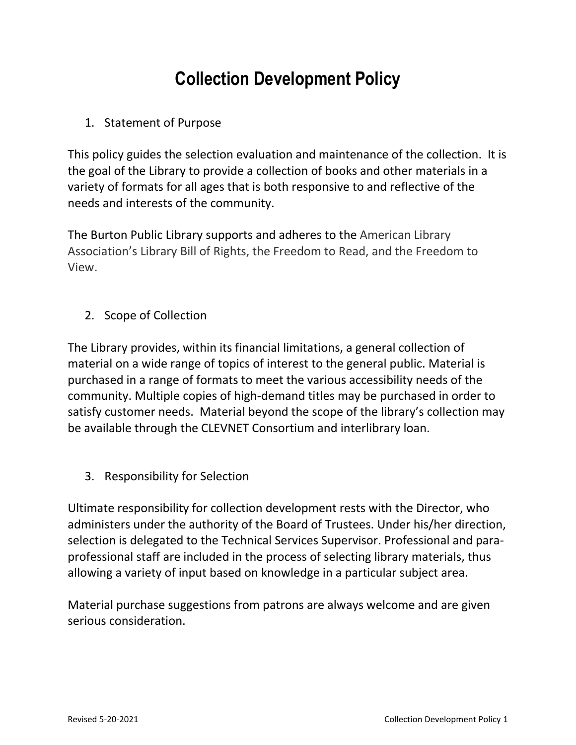# Collection Development Policy

1. Statement of Purpose

This policy guides the selection evaluation and maintenance of the collection. It is the goal of the Library to provide a collection of books and other materials in a variety of formats for all ages that is both responsive to and reflective of the needs and interests of the community.

The Burton Public Library supports and adheres to the American Library Association's Library Bill of Rights, the Freedom to Read, and the Freedom to View.

2. Scope of Collection

The Library provides, within its financial limitations, a general collection of material on a wide range of topics of interest to the general public. Material is purchased in a range of formats to meet the various accessibility needs of the community. Multiple copies of high-demand titles may be purchased in order to satisfy customer needs. Material beyond the scope of the library's collection may be available through the CLEVNET Consortium and interlibrary loan.

3. Responsibility for Selection

Ultimate responsibility for collection development rests with the Director, who administers under the authority of the Board of Trustees. Under his/her direction, selection is delegated to the Technical Services Supervisor. Professional and para-professional staff are included in the process of selecting library materials, thus allowing a variety of input based on knowledge in a particular subject area.

Material purchase suggestions from patrons are always welcome and are given serious consideration.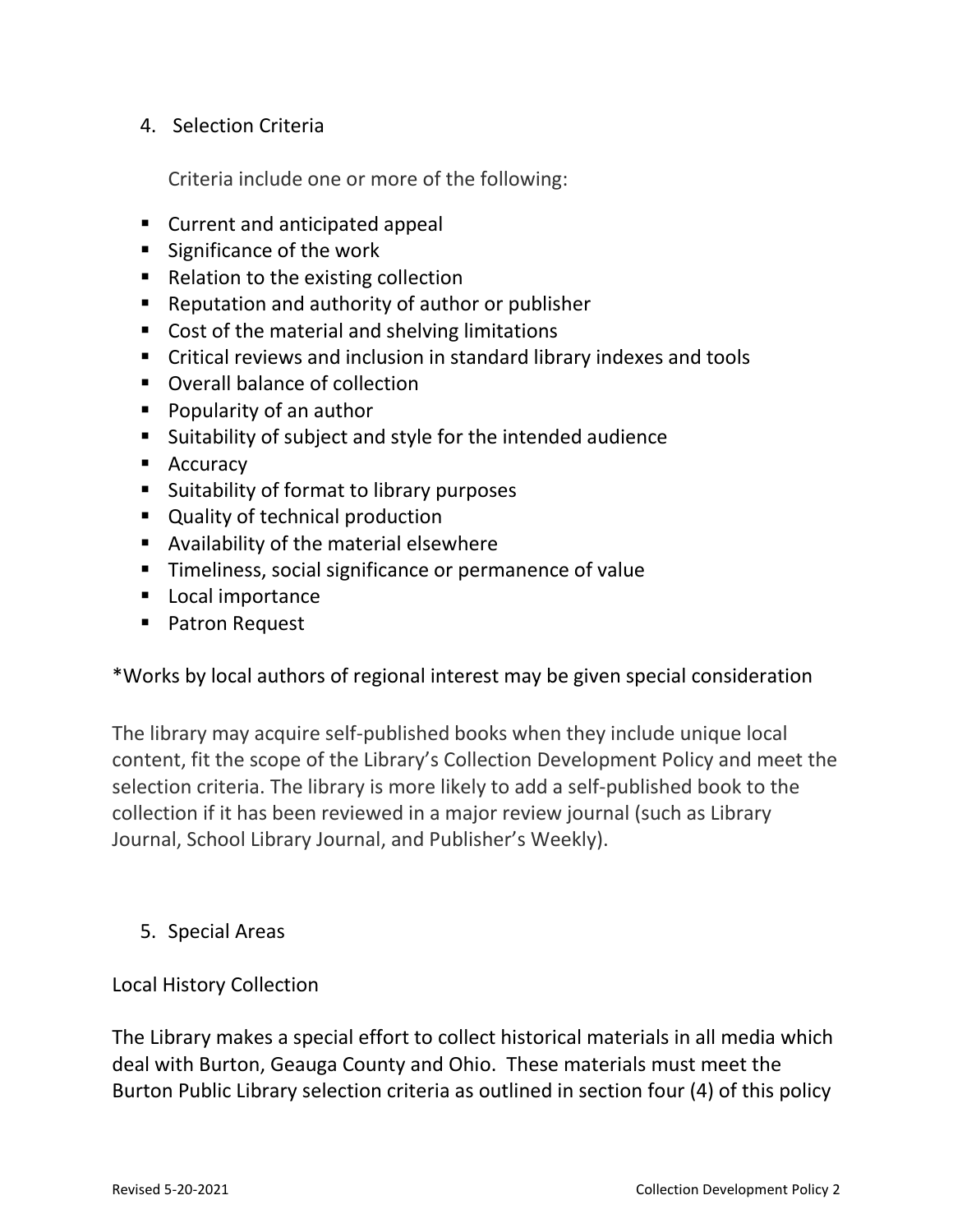4. Selection Criteria

   Criteria include one or more of the following:

- Current and anticipated appeal
- Significance of the work
- Relation to the existing collection
- Reputation and authority of author or publisher
- Cost of the material and shelving limitations
- Critical reviews and inclusion in standard library indexes and tools
- Overall balance of collection
- Popularity of an author
- Suitability of subject and style for the intended audience
- Accuracy
- Suitability of format to library purposes
- Quality of technical production
- Availability of the material elsewhere
- Timeliness, social significance or permanence of value
- Local importance
- Patron Request

*Works by local authors of regional interest may be given special consideration

The library may acquire self-published books when they include unique local content, fit the scope of the Library's Collection Development Policy and meet the selection criteria. The library is more likely to add a self-published book to the collection if it has been reviewed in a major review journal (such as Library Journal, School Library Journal, and Publisher's Weekly).

5. Special Areas

Local History Collection

The Library makes a special effort to collect historical materials in all media which deal with Burton, Geauga County and Ohio. These materials must meet the Burton Public Library selection criteria as outlined in section four (4) of this policy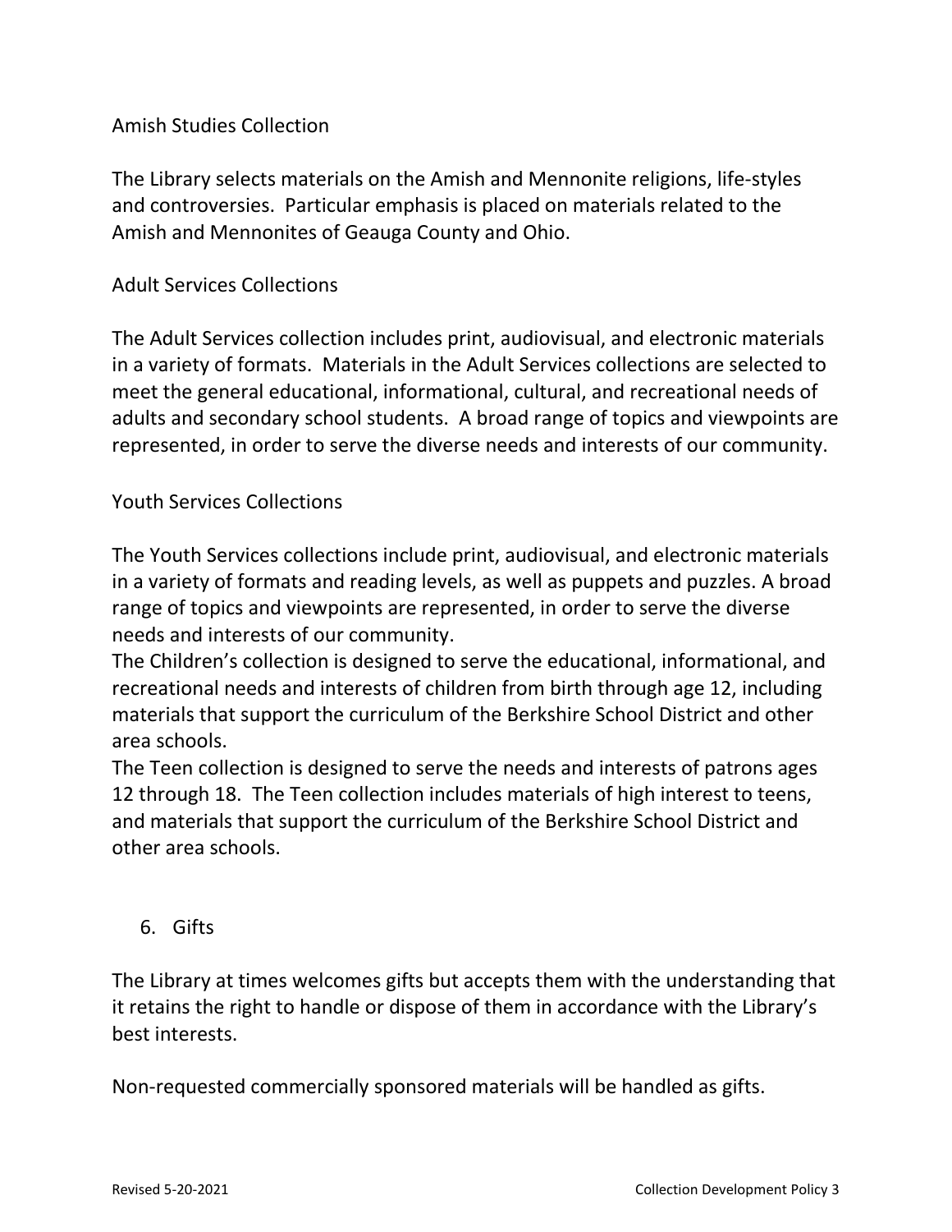### Amish Studies Collection

The Library selects materials on the Amish and Mennonite religions, life-styles and controversies. Particular emphasis is placed on materials related to the Amish and Mennonites of Geauga County and Ohio.

### Adult Services Collections

The Adult Services collection includes print, audiovisual, and electronic materials in a variety of formats. Materials in the Adult Services collections are selected to meet the general educational, informational, cultural, and recreational needs of adults and secondary school students. A broad range of topics and viewpoints are represented, in order to serve the diverse needs and interests of our community.

### Youth Services Collections

The Youth Services collections include print, audiovisual, and electronic materials in a variety of formats and reading levels, as well as puppets and puzzles. A broad range of topics and viewpoints are represented, in order to serve the diverse needs and interests of our community.

The Children's collection is designed to serve the educational, informational, and recreational needs and interests of children from birth through age 12, including materials that support the curriculum of the Berkshire School District and other area schools.

The Teen collection is designed to serve the needs and interests of patrons ages 12 through 18. The Teen collection includes materials of high interest to teens, and materials that support the curriculum of the Berkshire School District and other area schools.

## 6. Gifts

The Library at times welcomes gifts but accepts them with the understanding that it retains the right to handle or dispose of them in accordance with the Library's best interests.

Non-requested commercially sponsored materials will be handled as gifts.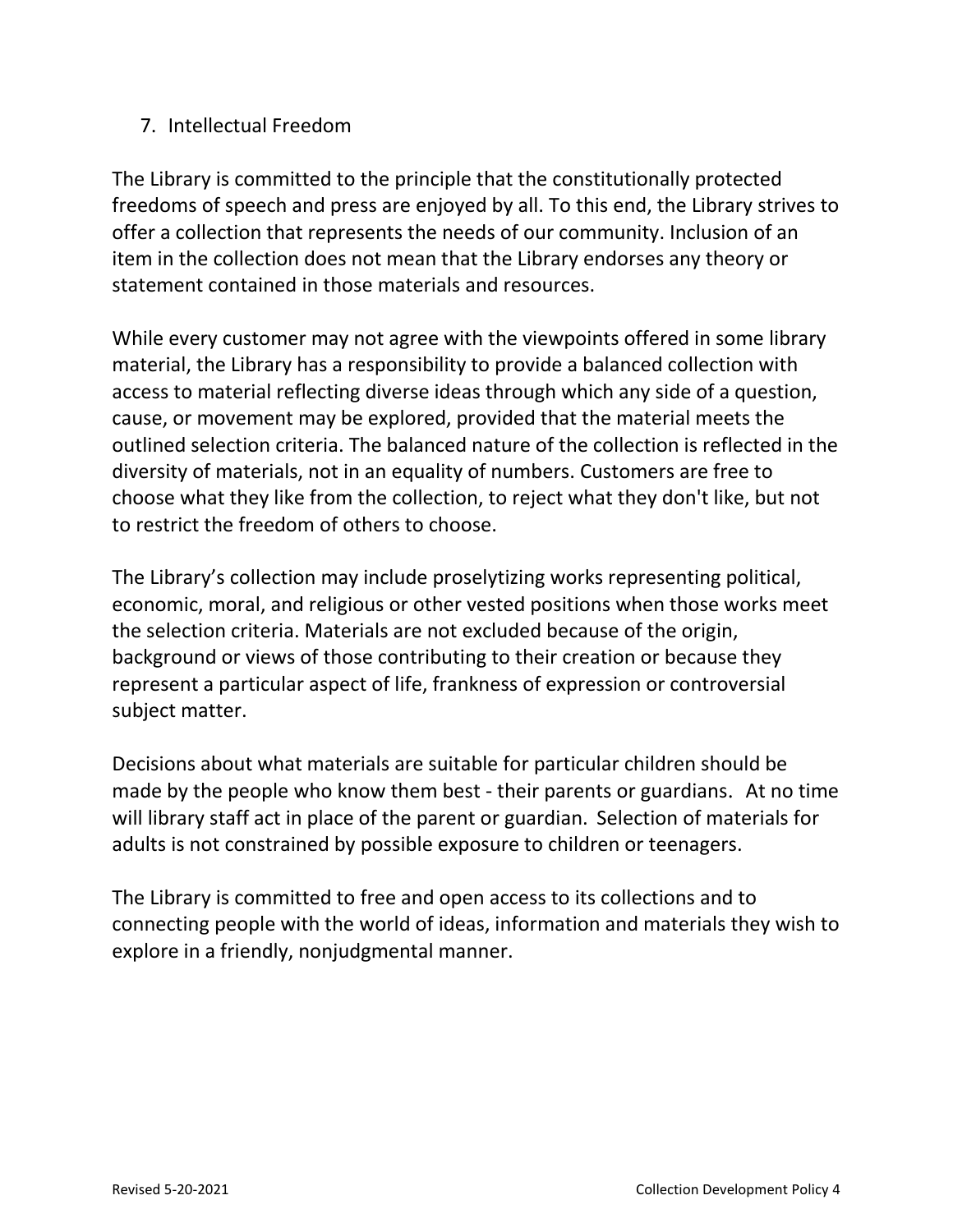## 7. Intellectual Freedom

The Library is committed to the principle that the constitutionally protected freedoms of speech and press are enjoyed by all. To this end, the Library strives to offer a collection that represents the needs of our community. Inclusion of an item in the collection does not mean that the Library endorses any theory or statement contained in those materials and resources.

While every customer may not agree with the viewpoints offered in some library material, the Library has a responsibility to provide a balanced collection with access to material reflecting diverse ideas through which any side of a question, cause, or movement may be explored, provided that the material meets the outlined selection criteria. The balanced nature of the collection is reflected in the diversity of materials, not in an equality of numbers. Customers are free to choose what they like from the collection, to reject what they don't like, but not to restrict the freedom of others to choose.

The Library's collection may include proselytizing works representing political, economic, moral, and religious or other vested positions when those works meet the selection criteria. Materials are not excluded because of the origin, background or views of those contributing to their creation or because they represent a particular aspect of life, frankness of expression or controversial subject matter.

Decisions about what materials are suitable for particular children should be made by the people who know them best - their parents or guardians. At no time will library staff act in place of the parent or guardian. Selection of materials for adults is not constrained by possible exposure to children or teenagers.

The Library is committed to free and open access to its collections and to connecting people with the world of ideas, information and materials they wish to explore in a friendly, nonjudgmental manner.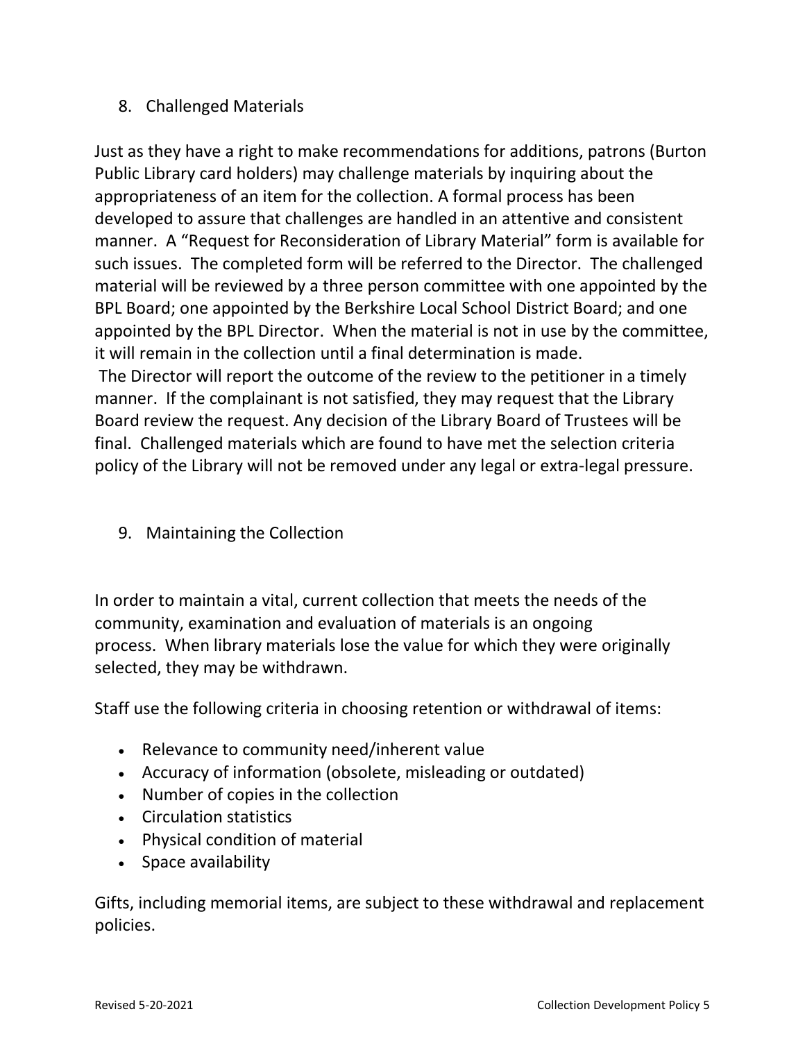## 8. Challenged Materials

Just as they have a right to make recommendations for additions, patrons (Burton Public Library card holders) may challenge materials by inquiring about the appropriateness of an item for the collection. A formal process has been developed to assure that challenges are handled in an attentive and consistent manner. A "Request for Reconsideration of Library Material" form is available for such issues. The completed form will be referred to the Director. The challenged material will be reviewed by a three person committee with one appointed by the BPL Board; one appointed by the Berkshire Local School District Board; and one appointed by the BPL Director. When the material is not in use by the committee, it will remain in the collection until a final determination is made.

The Director will report the outcome of the review to the petitioner in a timely manner. If the complainant is not satisfied, they may request that the Library Board review the request. Any decision of the Library Board of Trustees will be final. Challenged materials which are found to have met the selection criteria policy of the Library will not be removed under any legal or extra-legal pressure.

## 9. Maintaining the Collection

In order to maintain a vital, current collection that meets the needs of the community, examination and evaluation of materials is an ongoing process. When library materials lose the value for which they were originally selected, they may be withdrawn.

Staff use the following criteria in choosing retention or withdrawal of items:

- Relevance to community need/inherent value
- Accuracy of information (obsolete, misleading or outdated)
- Number of copies in the collection
- Circulation statistics
- Physical condition of material
- Space availability

Gifts, including memorial items, are subject to these withdrawal and replacement policies.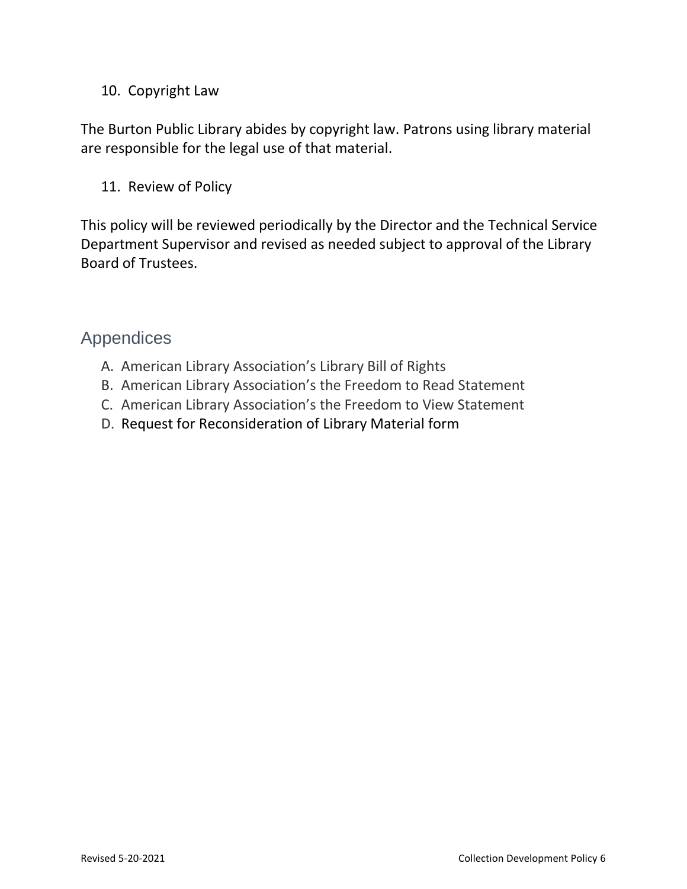10. Copyright Law

The Burton Public Library abides by copyright law. Patrons using library material are responsible for the legal use of that material.

11. Review of Policy

This policy will be reviewed periodically by the Director and the Technical Service Department Supervisor and revised as needed subject to approval of the Library Board of Trustees.

## Appendices

A. American Library Association's Library Bill of Rights
B. American Library Association's the Freedom to Read Statement
C. American Library Association's the Freedom to View Statement
D. Request for Reconsideration of Library Material form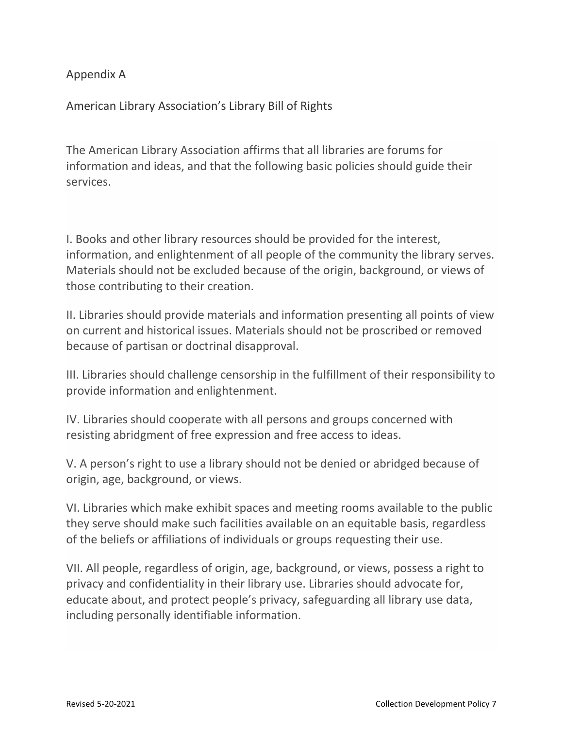# Appendix A

## American Library Association's Library Bill of Rights

The American Library Association affirms that all libraries are forums for information and ideas, and that the following basic policies should guide their services.

I. Books and other library resources should be provided for the interest, information, and enlightenment of all people of the community the library serves. Materials should not be excluded because of the origin, background, or views of those contributing to their creation.

II. Libraries should provide materials and information presenting all points of view on current and historical issues. Materials should not be proscribed or removed because of partisan or doctrinal disapproval.

III. Libraries should challenge censorship in the fulfillment of their responsibility to provide information and enlightenment.

IV. Libraries should cooperate with all persons and groups concerned with resisting abridgment of free expression and free access to ideas.

V. A person's right to use a library should not be denied or abridged because of origin, age, background, or views.

VI. Libraries which make exhibit spaces and meeting rooms available to the public they serve should make such facilities available on an equitable basis, regardless of the beliefs or affiliations of individuals or groups requesting their use.

VII. All people, regardless of origin, age, background, or views, possess a right to privacy and confidentiality in their library use. Libraries should advocate for, educate about, and protect people's privacy, safeguarding all library use data, including personally identifiable information.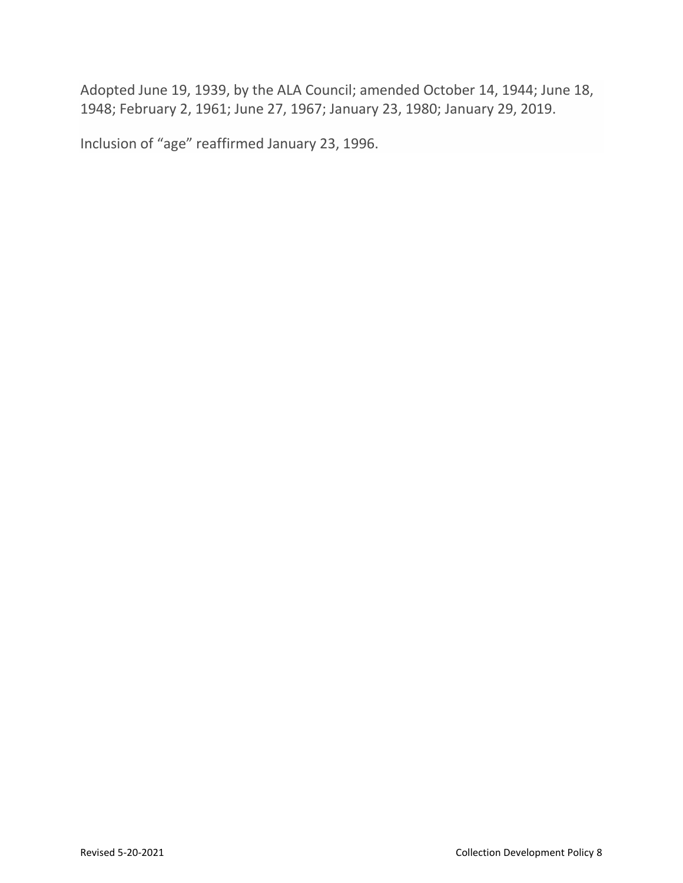Adopted June 19, 1939, by the ALA Council; amended October 14, 1944; June 18, 1948; February 2, 1961; June 27, 1967; January 23, 1980; January 29, 2019.

Inclusion of "age" reaffirmed January 23, 1996.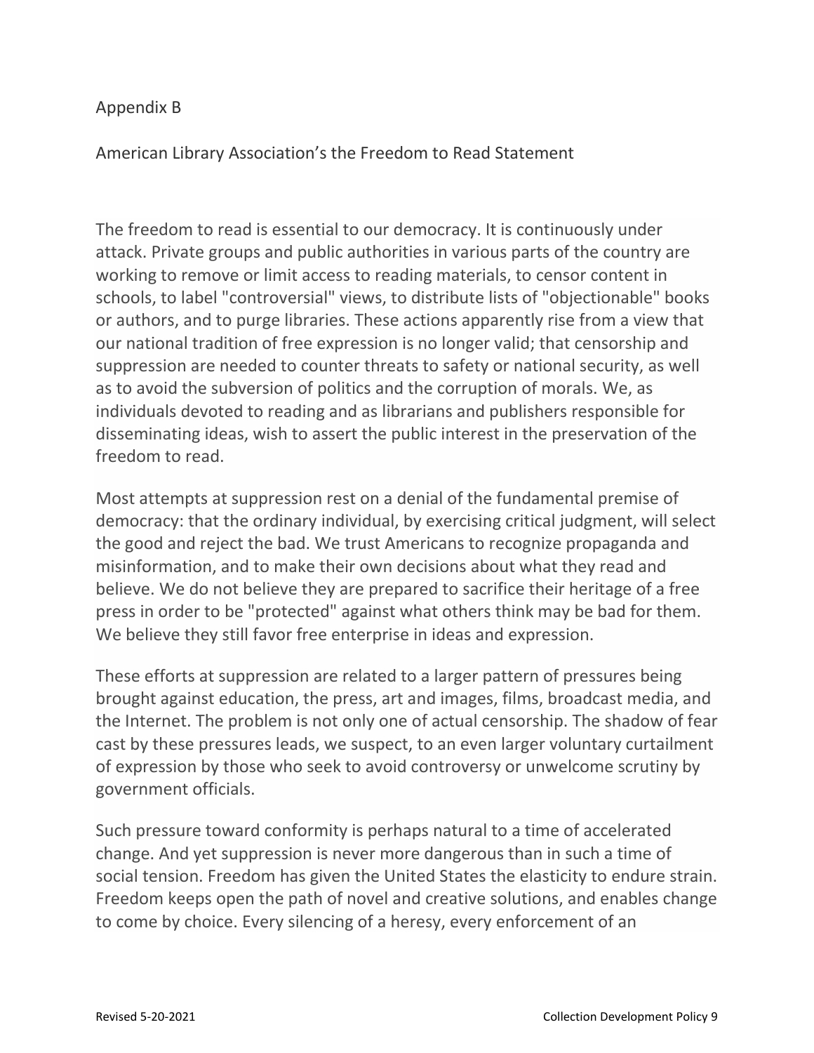Appendix B

American Library Association's the Freedom to Read Statement

The freedom to read is essential to our democracy. It is continuously under attack. Private groups and public authorities in various parts of the country are working to remove or limit access to reading materials, to censor content in schools, to label "controversial" views, to distribute lists of "objectionable" books or authors, and to purge libraries. These actions apparently rise from a view that our national tradition of free expression is no longer valid; that censorship and suppression are needed to counter threats to safety or national security, as well as to avoid the subversion of politics and the corruption of morals. We, as individuals devoted to reading and as librarians and publishers responsible for disseminating ideas, wish to assert the public interest in the preservation of the freedom to read.

Most attempts at suppression rest on a denial of the fundamental premise of democracy: that the ordinary individual, by exercising critical judgment, will select the good and reject the bad. We trust Americans to recognize propaganda and misinformation, and to make their own decisions about what they read and believe. We do not believe they are prepared to sacrifice their heritage of a free press in order to be "protected" against what others think may be bad for them. We believe they still favor free enterprise in ideas and expression.

These efforts at suppression are related to a larger pattern of pressures being brought against education, the press, art and images, films, broadcast media, and the Internet. The problem is not only one of actual censorship. The shadow of fear cast by these pressures leads, we suspect, to an even larger voluntary curtailment of expression by those who seek to avoid controversy or unwelcome scrutiny by government officials.

Such pressure toward conformity is perhaps natural to a time of accelerated change. And yet suppression is never more dangerous than in such a time of social tension. Freedom has given the United States the elasticity to endure strain. Freedom keeps open the path of novel and creative solutions, and enables change to come by choice. Every silencing of a heresy, every enforcement of an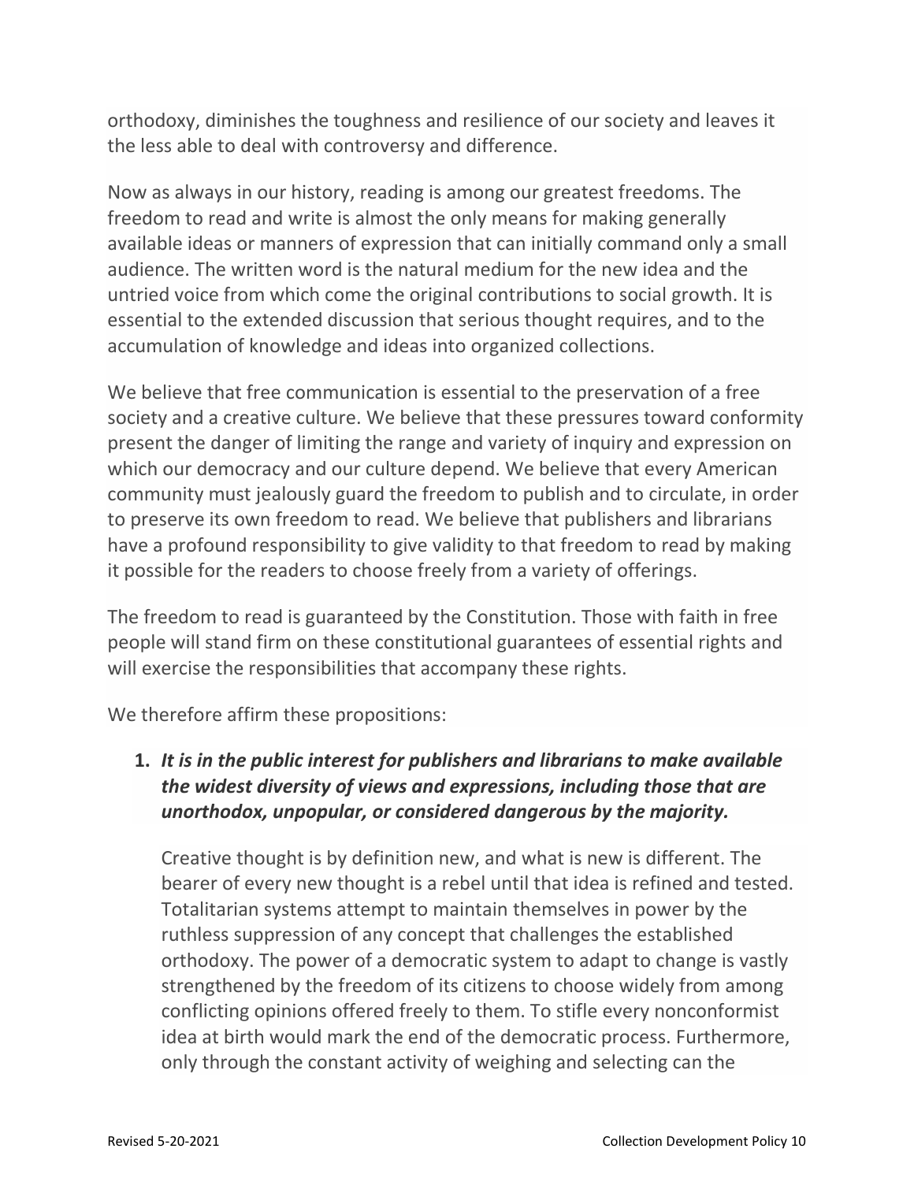orthodoxy, diminishes the toughness and resilience of our society and leaves it the less able to deal with controversy and difference.

Now as always in our history, reading is among our greatest freedoms. The freedom to read and write is almost the only means for making generally available ideas or manners of expression that can initially command only a small audience. The written word is the natural medium for the new idea and the untried voice from which come the original contributions to social growth. It is essential to the extended discussion that serious thought requires, and to the accumulation of knowledge and ideas into organized collections.

We believe that free communication is essential to the preservation of a free society and a creative culture. We believe that these pressures toward conformity present the danger of limiting the range and variety of inquiry and expression on which our democracy and our culture depend. We believe that every American community must jealously guard the freedom to publish and to circulate, in order to preserve its own freedom to read. We believe that publishers and librarians have a profound responsibility to give validity to that freedom to read by making it possible for the readers to choose freely from a variety of offerings.

The freedom to read is guaranteed by the Constitution. Those with faith in free people will stand firm on these constitutional guarantees of essential rights and will exercise the responsibilities that accompany these rights.

We therefore affirm these propositions:

1. ***It is in the public interest for publishers and librarians to make available the widest diversity of views and expressions, including those that are unorthodox, unpopular, or considered dangerous by the majority.***

   Creative thought is by definition new, and what is new is different. The bearer of every new thought is a rebel until that idea is refined and tested. Totalitarian systems attempt to maintain themselves in power by the ruthless suppression of any concept that challenges the established orthodoxy. The power of a democratic system to adapt to change is vastly strengthened by the freedom of its citizens to choose widely from among conflicting opinions offered freely to them. To stifle every nonconformist idea at birth would mark the end of the democratic process. Furthermore, only through the constant activity of weighing and selecting can the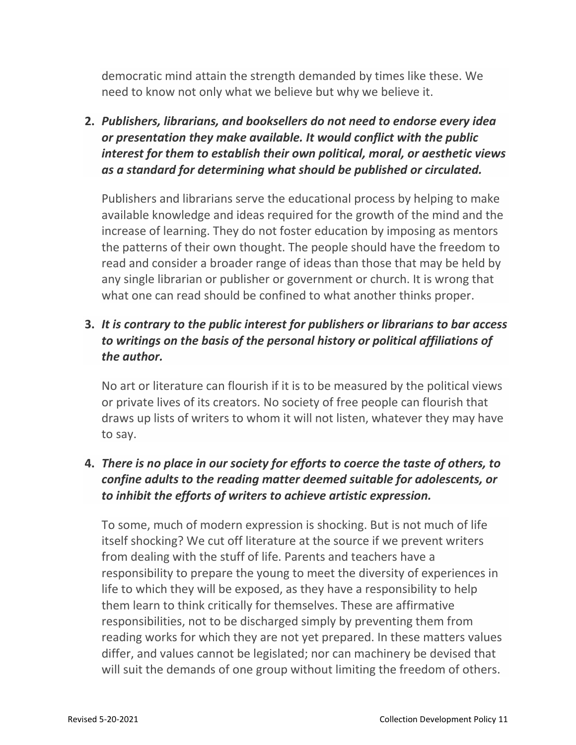democratic mind attain the strength demanded by times like these. We need to know not only what we believe but why we believe it.

2. ***Publishers, librarians, and booksellers do not need to endorse every idea or presentation they make available. It would conflict with the public interest for them to establish their own political, moral, or aesthetic views as a standard for determining what should be published or circulated.***

   Publishers and librarians serve the educational process by helping to make available knowledge and ideas required for the growth of the mind and the increase of learning. They do not foster education by imposing as mentors the patterns of their own thought. The people should have the freedom to read and consider a broader range of ideas than those that may be held by any single librarian or publisher or government or church. It is wrong that what one can read should be confined to what another thinks proper.

3. ***It is contrary to the public interest for publishers or librarians to bar access to writings on the basis of the personal history or political affiliations of the author.***

   No art or literature can flourish if it is to be measured by the political views or private lives of its creators. No society of free people can flourish that draws up lists of writers to whom it will not listen, whatever they may have to say.

4. ***There is no place in our society for efforts to coerce the taste of others, to confine adults to the reading matter deemed suitable for adolescents, or to inhibit the efforts of writers to achieve artistic expression.***

   To some, much of modern expression is shocking. But is not much of life itself shocking? We cut off literature at the source if we prevent writers from dealing with the stuff of life. Parents and teachers have a responsibility to prepare the young to meet the diversity of experiences in life to which they will be exposed, as they have a responsibility to help them learn to think critically for themselves. These are affirmative responsibilities, not to be discharged simply by preventing them from reading works for which they are not yet prepared. In these matters values differ, and values cannot be legislated; nor can machinery be devised that will suit the demands of one group without limiting the freedom of others.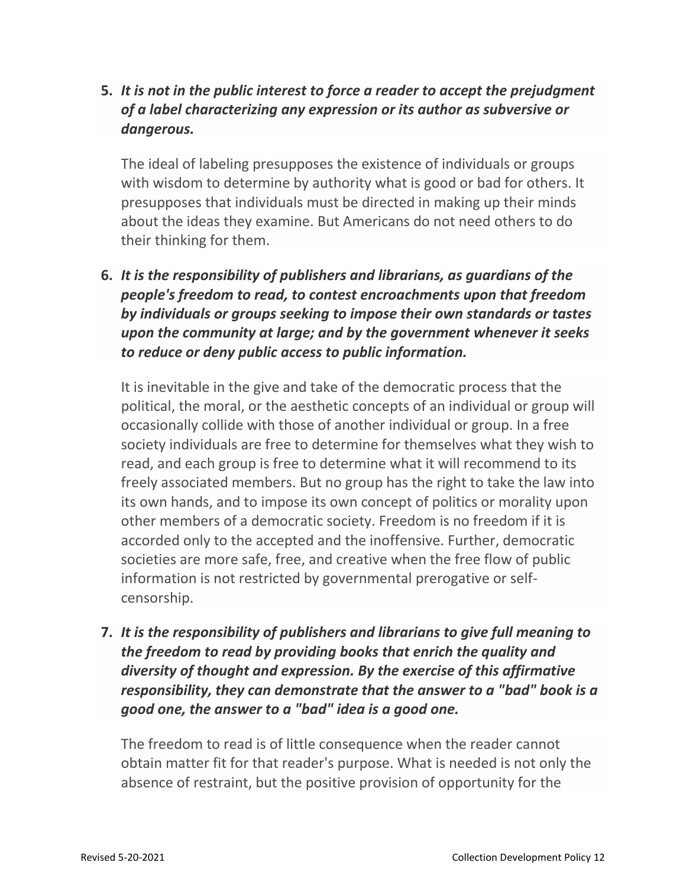5. ***It is not in the public interest to force a reader to accept the prejudgment of a label characterizing any expression or its author as subversive or dangerous.***

   The ideal of labeling presupposes the existence of individuals or groups with wisdom to determine by authority what is good or bad for others. It presupposes that individuals must be directed in making up their minds about the ideas they examine. But Americans do not need others to do their thinking for them.

6. ***It is the responsibility of publishers and librarians, as guardians of the people's freedom to read, to contest encroachments upon that freedom by individuals or groups seeking to impose their own standards or tastes upon the community at large; and by the government whenever it seeks to reduce or deny public access to public information.***

   It is inevitable in the give and take of the democratic process that the political, the moral, or the aesthetic concepts of an individual or group will occasionally collide with those of another individual or group. In a free society individuals are free to determine for themselves what they wish to read, and each group is free to determine what it will recommend to its freely associated members. But no group has the right to take the law into its own hands, and to impose its own concept of politics or morality upon other members of a democratic society. Freedom is no freedom if it is accorded only to the accepted and the inoffensive. Further, democratic societies are more safe, free, and creative when the free flow of public information is not restricted by governmental prerogative or self-censorship.

7. ***It is the responsibility of publishers and librarians to give full meaning to the freedom to read by providing books that enrich the quality and diversity of thought and expression. By the exercise of this affirmative responsibility, they can demonstrate that the answer to a "bad" book is a good one, the answer to a "bad" idea is a good one.***

   The freedom to read is of little consequence when the reader cannot obtain matter fit for that reader's purpose. What is needed is not only the absence of restraint, but the positive provision of opportunity for the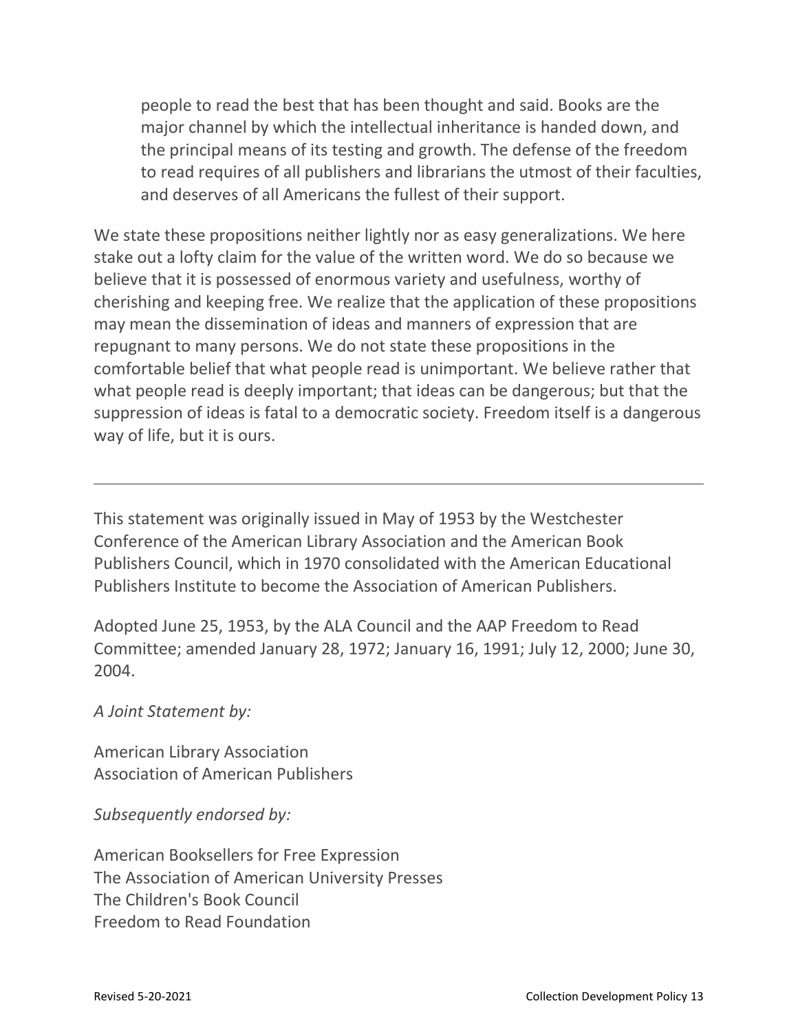people to read the best that has been thought and said. Books are the major channel by which the intellectual inheritance is handed down, and the principal means of its testing and growth. The defense of the freedom to read requires of all publishers and librarians the utmost of their faculties, and deserves of all Americans the fullest of their support.

We state these propositions neither lightly nor as easy generalizations. We here stake out a lofty claim for the value of the written word. We do so because we believe that it is possessed of enormous variety and usefulness, worthy of cherishing and keeping free. We realize that the application of these propositions may mean the dissemination of ideas and manners of expression that are repugnant to many persons. We do not state these propositions in the comfortable belief that what people read is unimportant. We believe rather that what people read is deeply important; that ideas can be dangerous; but that the suppression of ideas is fatal to a democratic society. Freedom itself is a dangerous way of life, but it is ours.

---

This statement was originally issued in May of 1953 by the Westchester Conference of the American Library Association and the American Book Publishers Council, which in 1970 consolidated with the American Educational Publishers Institute to become the Association of American Publishers.

Adopted June 25, 1953, by the ALA Council and the AAP Freedom to Read Committee; amended January 28, 1972; January 16, 1991; July 12, 2000; June 30, 2004.

*A Joint Statement by:*

American Library Association
Association of American Publishers

*Subsequently endorsed by:*

American Booksellers for Free Expression
The Association of American University Presses
The Children's Book Council
Freedom to Read Foundation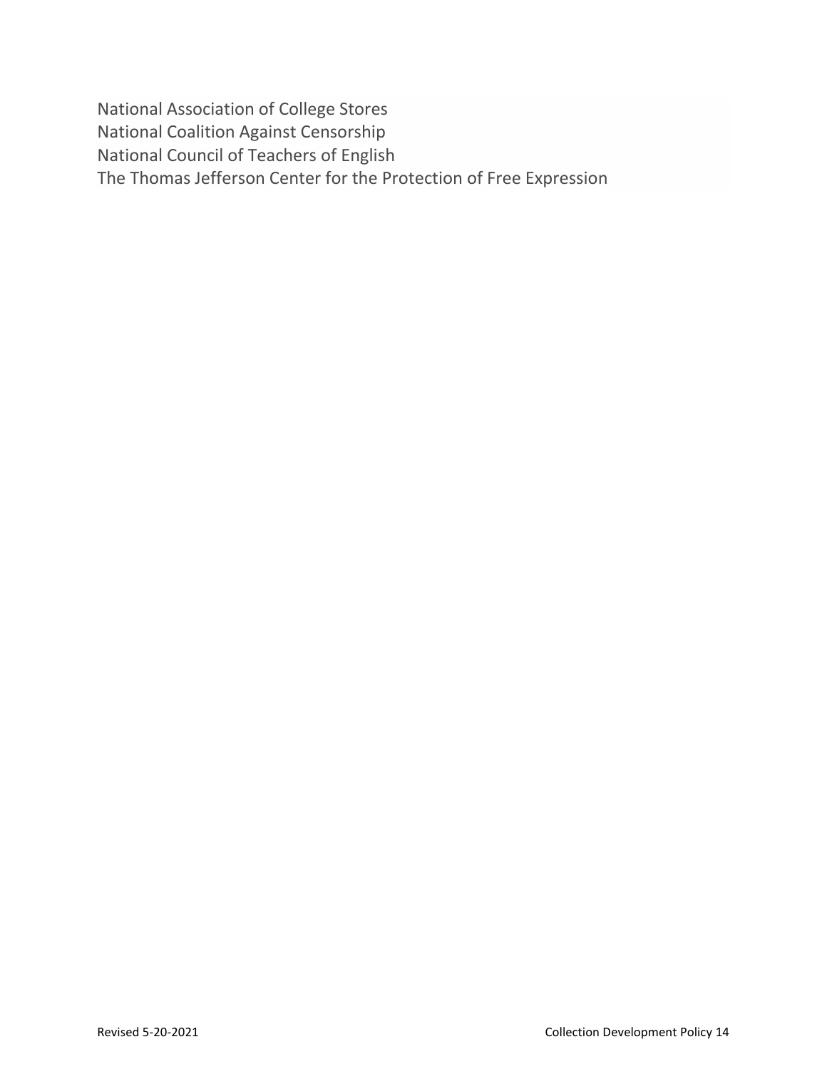National Association of College Stores
National Coalition Against Censorship
National Council of Teachers of English
The Thomas Jefferson Center for the Protection of Free Expression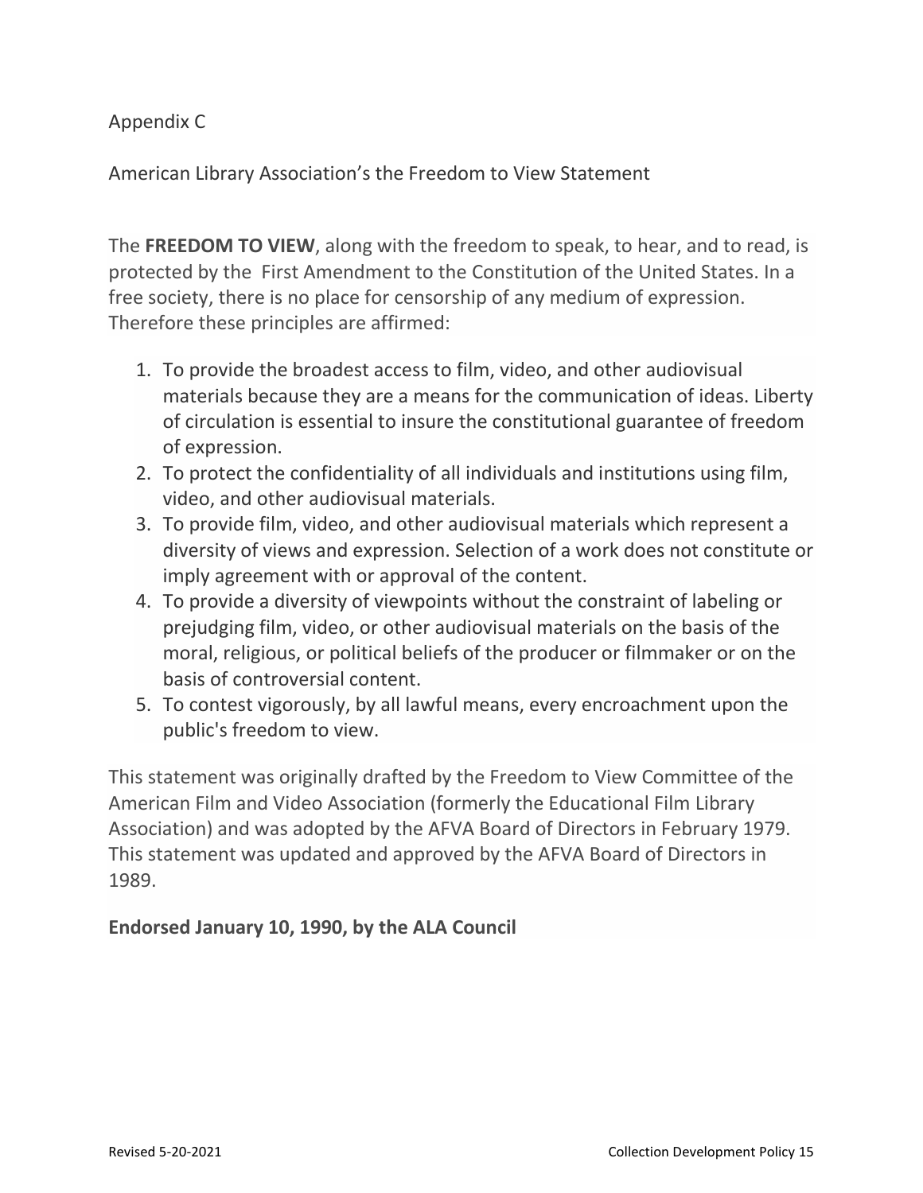# Appendix C

## American Library Association's the Freedom to View Statement

The **FREEDOM TO VIEW**, along with the freedom to speak, to hear, and to read, is protected by the First Amendment to the Constitution of the United States. In a free society, there is no place for censorship of any medium of expression. Therefore these principles are affirmed:

1. To provide the broadest access to film, video, and other audiovisual materials because they are a means for the communication of ideas. Liberty of circulation is essential to insure the constitutional guarantee of freedom of expression.
2. To protect the confidentiality of all individuals and institutions using film, video, and other audiovisual materials.
3. To provide film, video, and other audiovisual materials which represent a diversity of views and expression. Selection of a work does not constitute or imply agreement with or approval of the content.
4. To provide a diversity of viewpoints without the constraint of labeling or prejudging film, video, or other audiovisual materials on the basis of the moral, religious, or political beliefs of the producer or filmmaker or on the basis of controversial content.
5. To contest vigorously, by all lawful means, every encroachment upon the public's freedom to view.

This statement was originally drafted by the Freedom to View Committee of the American Film and Video Association (formerly the Educational Film Library Association) and was adopted by the AFVA Board of Directors in February 1979. This statement was updated and approved by the AFVA Board of Directors in 1989.

**Endorsed January 10, 1990, by the ALA Council**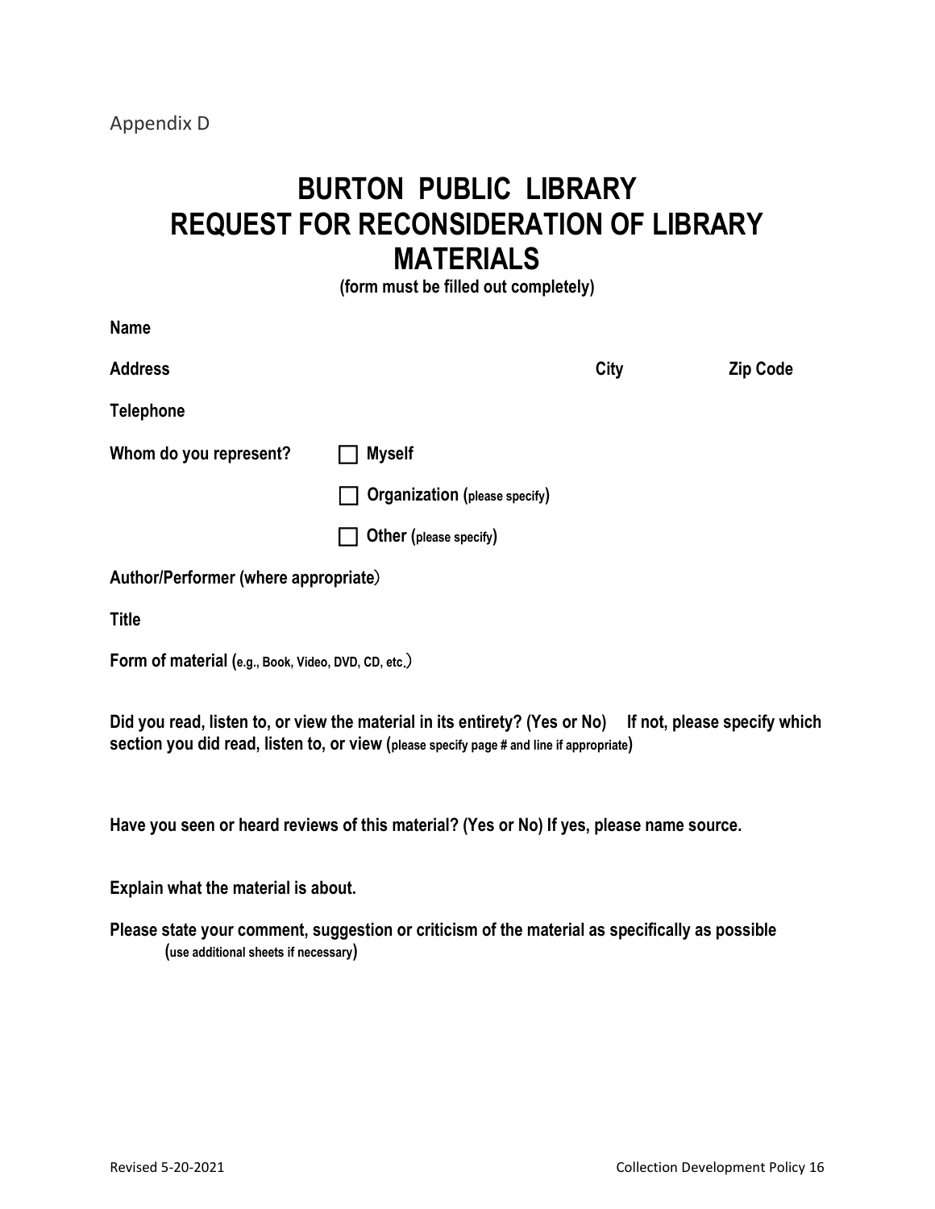Appendix D

# BURTON PUBLIC LIBRARY
# REQUEST FOR RECONSIDERATION OF LIBRARY MATERIALS

**(form must be filled out completely)**

**Name**

**Address** **City** **Zip Code**

**Telephone**

**Whom do you represent?**
- ☐ **Myself**
- ☐ **Organization (please specify)**
- ☐ **Other (please specify)**

**Author/Performer (where appropriate)**

**Title**

**Form of material (e.g., Book, Video, DVD, CD, etc.)**

**Did you read, listen to, or view the material in its entirety? (Yes or No) If not, please specify which section you did read, listen to, or view (please specify page # and line if appropriate)**

**Have you seen or heard reviews of this material? (Yes or No) If yes, please name source.**

**Explain what the material is about.**

**Please state your comment, suggestion or criticism of the material as specifically as possible (use additional sheets if necessary)**